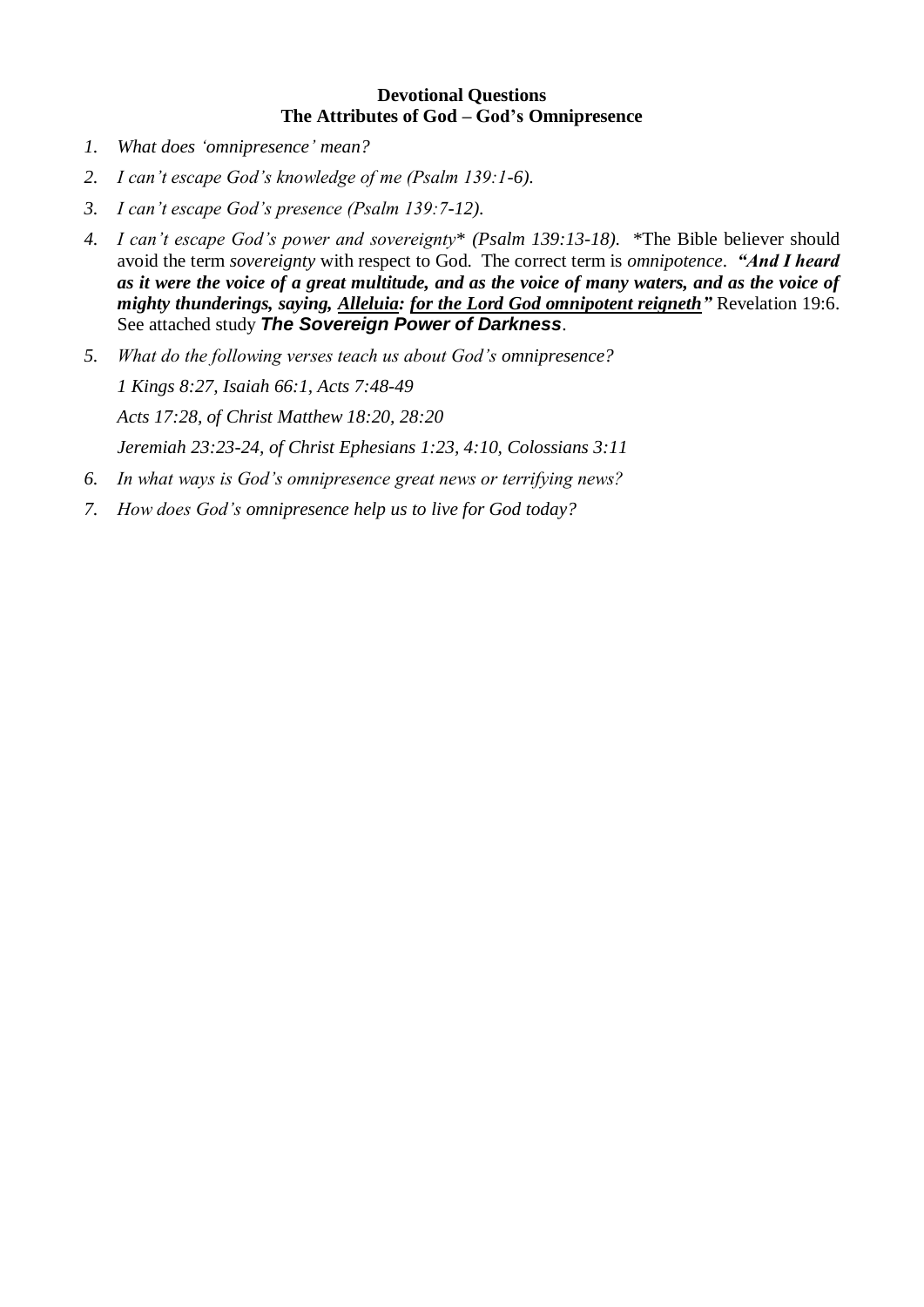**Devotional Questions**
**The Attributes of God – God's Omnipresence**

1. *What does 'omnipresence' mean?*
2. *I can't escape God's knowledge of me (Psalm 139:1-6).*
3. *I can't escape God's presence (Psalm 139:7-12).*
4. *I can't escape God's power and sovereignty* \* *(Psalm 139:13-18).* \*The Bible believer should avoid the term *sovereignty* with respect to God. The correct term is *omnipotence*. ***"And I heard as it were the voice of a great multitude, and as the voice of many waters, and as the voice of mighty thunderings, saying, <u>Alleluia</u>: <u>for the Lord God omnipotent reigneth</u>"*** Revelation 19:6. See attached study ***The Sovereign Power of Darkness***.
5. *What do the following verses teach us about God's omnipresence?*

   *1 Kings 8:27, Isaiah 66:1, Acts 7:48-49*

   *Acts 17:28, of Christ Matthew 18:20, 28:20*

   *Jeremiah 23:23-24, of Christ Ephesians 1:23, 4:10, Colossians 3:11*
6. *In what ways is God's omnipresence great news or terrifying news?*
7. *How does God's omnipresence help us to live for God today?*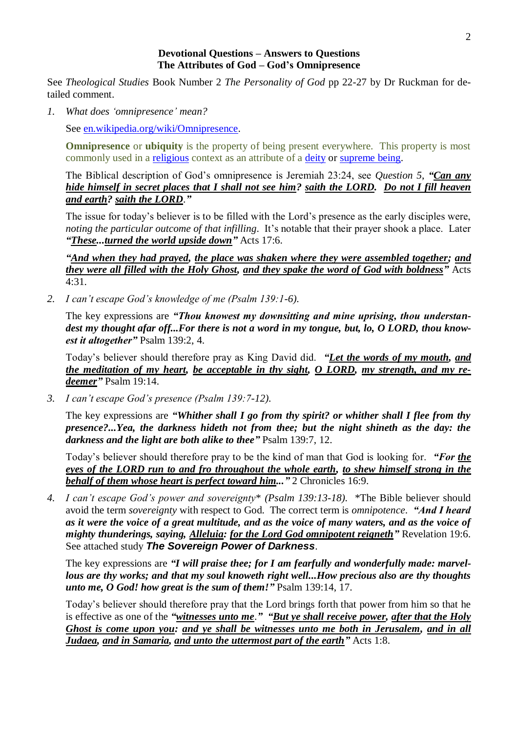**Devotional Questions – Answers to Questions**
**The Attributes of God – God's Omnipresence**

See *Theological Studies* Book Number 2 *The Personality of God* pp 22-27 by Dr Ruckman for detailed comment.

1. *What does 'omnipresence' mean?*

   See en.wikipedia.org/wiki/Omnipresence.

   **Omnipresence** or **ubiquity** is the property of being present everywhere. This property is most commonly used in a religious context as an attribute of a deity or supreme being.

   The Biblical description of God's omnipresence is Jeremiah 23:24, see *Question 5*, ***"Can any hide himself in secret places that I shall not see him? saith the LORD. Do not I fill heaven and earth? saith the LORD."***

   The issue for today's believer is to be filled with the Lord's presence as the early disciples were, *noting the particular outcome of that infilling*. It's notable that their prayer shook a place. Later ***"These...turned the world upside down"*** Acts 17:6.

   ***"And when they had prayed, the place was shaken where they were assembled together; and they were all filled with the Holy Ghost, and they spake the word of God with boldness"*** Acts 4:31.

2. *I can't escape God's knowledge of me (Psalm 139:1-6).*

   The key expressions are ***"Thou knowest my downsitting and mine uprising, thou understandest my thought afar off...For there is not a word in my tongue, but, lo, O LORD, thou knowest it altogether"*** Psalm 139:2, 4.

   Today's believer should therefore pray as King David did. ***"Let the words of my mouth, and the meditation of my heart, be acceptable in thy sight, O LORD, my strength, and my redeemer"*** Psalm 19:14.

3. *I can't escape God's presence (Psalm 139:7-12).*

   The key expressions are ***"Whither shall I go from thy spirit? or whither shall I flee from thy presence?...Yea, the darkness hideth not from thee; but the night shineth as the day: the darkness and the light are both alike to thee"*** Psalm 139:7, 12.

   Today's believer should therefore pray to be the kind of man that God is looking for. ***"For the eyes of the LORD run to and fro throughout the whole earth, to shew himself strong in the behalf of them whose heart is perfect toward him..."*** 2 Chronicles 16:9.

4. *I can't escape God's power and sovereignty\* (Psalm 139:13-18).* \*The Bible believer should avoid the term *sovereignty* with respect to God. The correct term is *omnipotence*. ***"And I heard as it were the voice of a great multitude, and as the voice of many waters, and as the voice of mighty thunderings, saying, Alleluia: for the Lord God omnipotent reigneth"*** Revelation 19:6. See attached study ***The Sovereign Power of Darkness***.

   The key expressions are ***"I will praise thee; for I am fearfully and wonderfully made: marvellous are thy works; and that my soul knoweth right well...How precious also are thy thoughts unto me, O God! how great is the sum of them!"*** Psalm 139:14, 17.

   Today's believer should therefore pray that the Lord brings forth that power from him so that he is effective as one of the ***"witnesses unto me."*** ***"But ye shall receive power, after that the Holy Ghost is come upon you: and ye shall be witnesses unto me both in Jerusalem, and in all Judaea, and in Samaria, and unto the uttermost part of the earth"*** Acts 1:8.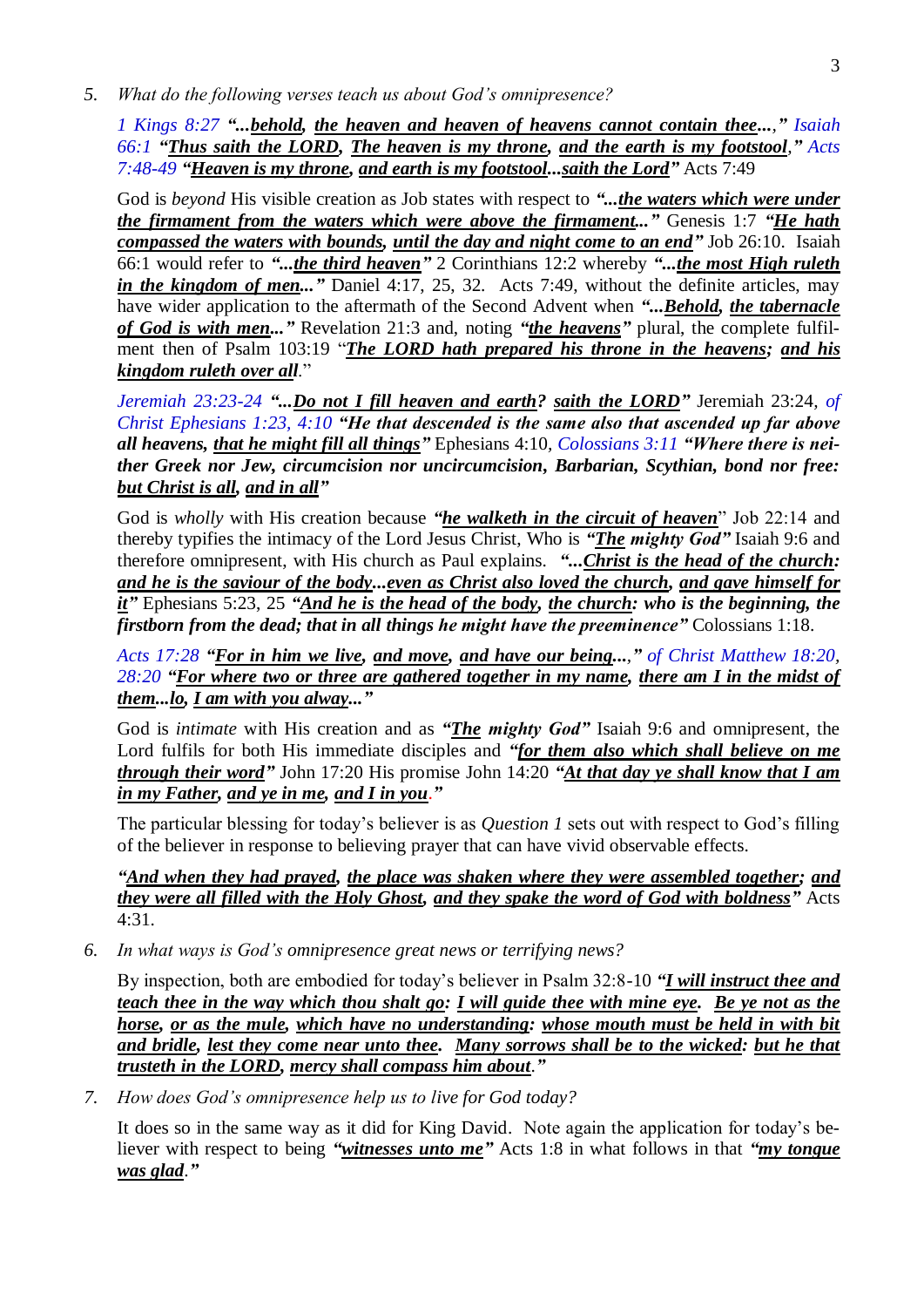5. *What do the following verses teach us about God's omnipresence?*

   1 Kings 8:27 ***"...behold, the heaven and heaven of heavens cannot contain thee...,"*** Isaiah 66:1 ***"Thus saith the LORD, The heaven is my throne, and the earth is my footstool,"*** Acts 7:48-49 ***"Heaven is my throne, and earth is my footstool...saith the Lord"*** Acts 7:49

   God is *beyond* His visible creation as Job states with respect to ***"...the waters which were under the firmament from the waters which were above the firmament..."*** Genesis 1:7 ***"He hath compassed the waters with bounds, until the day and night come to an end"*** Job 26:10. Isaiah 66:1 would refer to ***"...the third heaven"*** 2 Corinthians 12:2 whereby ***"...the most High ruleth in the kingdom of men..."*** Daniel 4:17, 25, 32. Acts 7:49, without the definite articles, may have wider application to the aftermath of the Second Advent when ***"...Behold, the tabernacle of God is with men..."*** Revelation 21:3 and, noting ***"the heavens"*** plural, the complete fulfilment then of Psalm 103:19 "***The LORD hath prepared his throne in the heavens; and his kingdom ruleth over all***."

   Jeremiah 23:23-24 ***"...Do not I fill heaven and earth? saith the LORD"*** Jeremiah 23:24, of Christ Ephesians 1:23, 4:10 ***"He that descended is the same also that ascended up far above all heavens, that he might fill all things"*** Ephesians 4:10, Colossians 3:11 ***"Where there is neither Greek nor Jew, circumcision nor uncircumcision, Barbarian, Scythian, bond nor free: but Christ is all, and in all"***

   God is *wholly* with His creation because ***"he walketh in the circuit of heaven"*** Job 22:14 and thereby typifies the intimacy of the Lord Jesus Christ, Who is ***"The mighty God"*** Isaiah 9:6 and therefore omnipresent, with His church as Paul explains. ***"...Christ is the head of the church: and he is the saviour of the body...even as Christ also loved the church, and gave himself for it"*** Ephesians 5:23, 25 ***"And he is the head of the body, the church: who is the beginning, the firstborn from the dead; that in all things he might have the preeminence"*** Colossians 1:18.

   Acts 17:28 ***"For in him we live, and move, and have our being...,"*** of Christ Matthew 18:20, 28:20 ***"For where two or three are gathered together in my name, there am I in the midst of them...lo, I am with you alway..."***

   God is *intimate* with His creation and as ***"The mighty God"*** Isaiah 9:6 and omnipresent, the Lord fulfils for both His immediate disciples and ***"for them also which shall believe on me through their word"*** John 17:20 His promise John 14:20 ***"At that day ye shall know that I am in my Father, and ye in me, and I in you."***

   The particular blessing for today's believer is as *Question 1* sets out with respect to God's filling of the believer in response to believing prayer that can have vivid observable effects.

   ***"And when they had prayed, the place was shaken where they were assembled together; and they were all filled with the Holy Ghost, and they spake the word of God with boldness"*** Acts 4:31.

6. *In what ways is God's omnipresence great news or terrifying news?*

   By inspection, both are embodied for today's believer in Psalm 32:8-10 ***"I will instruct thee and teach thee in the way which thou shalt go: I will guide thee with mine eye. Be ye not as the horse, or as the mule, which have no understanding: whose mouth must be held in with bit and bridle, lest they come near unto thee. Many sorrows shall be to the wicked: but he that trusteth in the LORD, mercy shall compass him about."***

7. *How does God's omnipresence help us to live for God today?*

   It does so in the same way as it did for King David. Note again the application for today's believer with respect to being ***"witnesses unto me"*** Acts 1:8 in what follows in that ***"my tongue was glad."***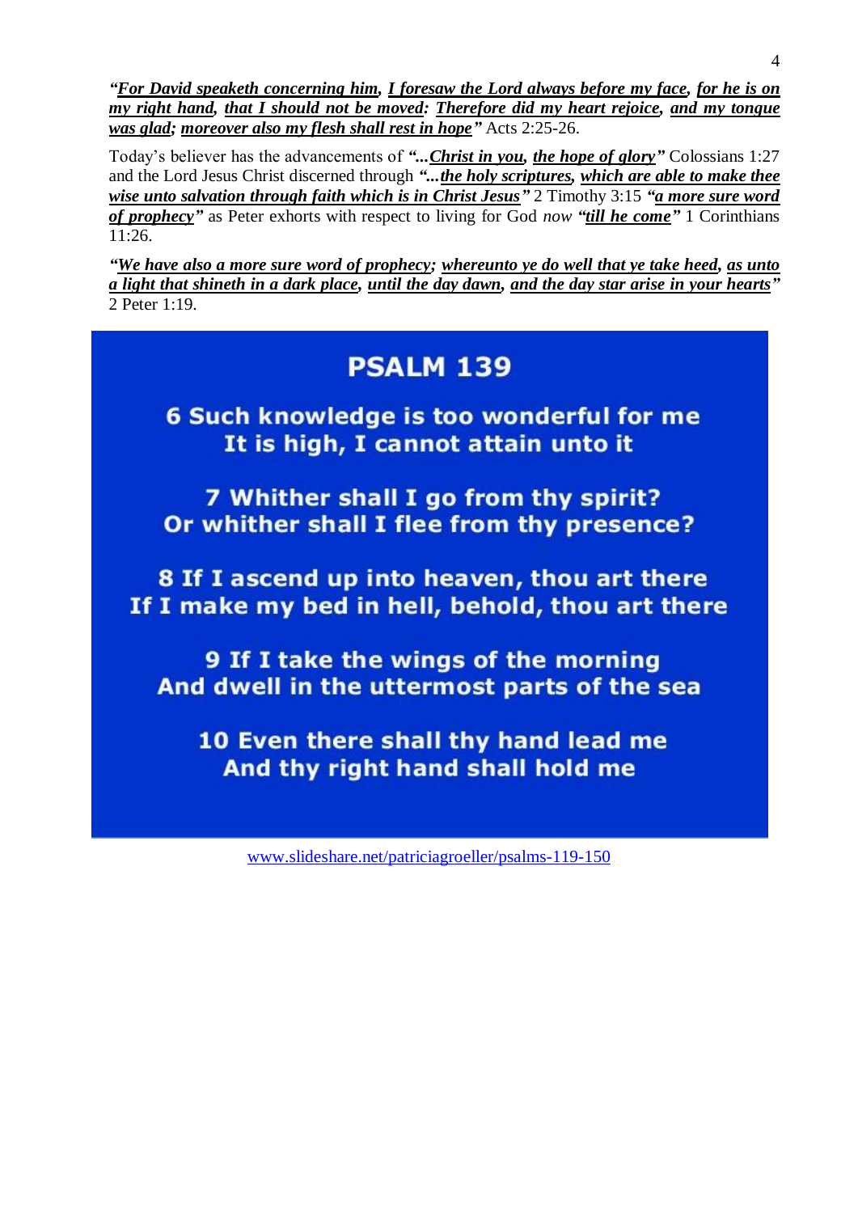***"For David speaketh concerning him, I foresaw the Lord always before my face, for he is on my right hand, that I should not be moved: Therefore did my heart rejoice, and my tongue was glad; moreover also my flesh shall rest in hope"*** Acts 2:25-26.

Today's believer has the advancements of ***"...Christ in you, the hope of glory"*** Colossians 1:27 and the Lord Jesus Christ discerned through ***"...the holy scriptures, which are able to make thee wise unto salvation through faith which is in Christ Jesus"*** 2 Timothy 3:15 ***"a more sure word of prophecy"*** as Peter exhorts with respect to living for God *now* ***"till he come"*** 1 Corinthians 11:26.

***"We have also a more sure word of prophecy; whereunto ye do well that ye take heed, as unto a light that shineth in a dark place, until the day dawn, and the day star arise in your hearts"*** 2 Peter 1:19.

**PSALM 139**

**6 Such knowledge is too wonderful for me**
**It is high, I cannot attain unto it**

**7 Whither shall I go from thy spirit?**
**Or whither shall I flee from thy presence?**

**8 If I ascend up into heaven, thou art there**
**If I make my bed in hell, behold, thou art there**

**9 If I take the wings of the morning**
**And dwell in the uttermost parts of the sea**

**10 Even there shall thy hand lead me**
**And thy right hand shall hold me**

www.slideshare.net/patriciagroeller/psalms-119-150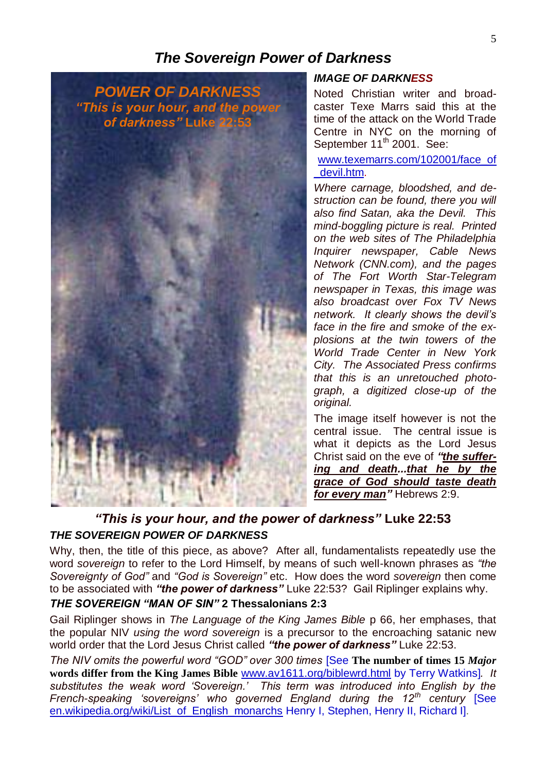# *The Sovereign Power of Darkness*

*POWER OF DARKNESS*
*"This is your hour, and the power of darkness"* Luke 22:53

### *IMAGE OF DARKNESS*

Noted Christian writer and broadcaster Texe Marrs said this at the time of the attack on the World Trade Centre in NYC on the morning of September 11th 2001. See: www.texemarrs.com/102001/face_of_devil.htm.

*Where carnage, bloodshed, and destruction can be found, there you will also find Satan, aka the Devil. This mind-boggling picture is real. Printed on the web sites of The Philadelphia Inquirer newspaper, Cable News Network (CNN.com), and the pages of The Fort Worth Star-Telegram newspaper in Texas, this image was also broadcast over Fox TV News network. It clearly shows the devil's face in the fire and smoke of the explosions at the twin towers of the World Trade Center in New York City. The Associated Press confirms that this is an unretouched photograph, a digitized close-up of the original.*

The image itself however is not the central issue. The central issue is what it depicts as the Lord Jesus Christ said on the eve of ***"the suffering and death...that he by the grace of God should taste death for every man"*** Hebrews 2:9.

### *"This is your hour, and the power of darkness"* Luke 22:53

### *THE SOVEREIGN POWER OF DARKNESS*

Why, then, the title of this piece, as above? After all, fundamentalists repeatedly use the word *sovereign* to refer to the Lord Himself, by means of such well-known phrases as *"the Sovereignty of God"* and *"God is Sovereign"* etc. How does the word *sovereign* then come to be associated with ***"the power of darkness"*** Luke 22:53? Gail Riplinger explains why.

### *THE SOVEREIGN "MAN OF SIN"* 2 Thessalonians 2:3

Gail Riplinger shows in *The Language of the King James Bible* p 66, her emphases, that the popular NIV *using the word sovereign* is a precursor to the encroaching satanic new world order that the Lord Jesus Christ called ***"the power of darkness"*** Luke 22:53.

*The NIV omits the powerful word "GOD" over 300 times* [See **The number of times 15 *Major* words differ from the King James Bible** www.av1611.org/biblewrd.html by Terry Watkins]*. It substitutes the weak word 'Sovereign.' This term was introduced into English by the French-speaking 'sovereigns' who governed England during the 12th century* [See en.wikipedia.org/wiki/List_of_English_monarchs Henry I, Stephen, Henry II, Richard I].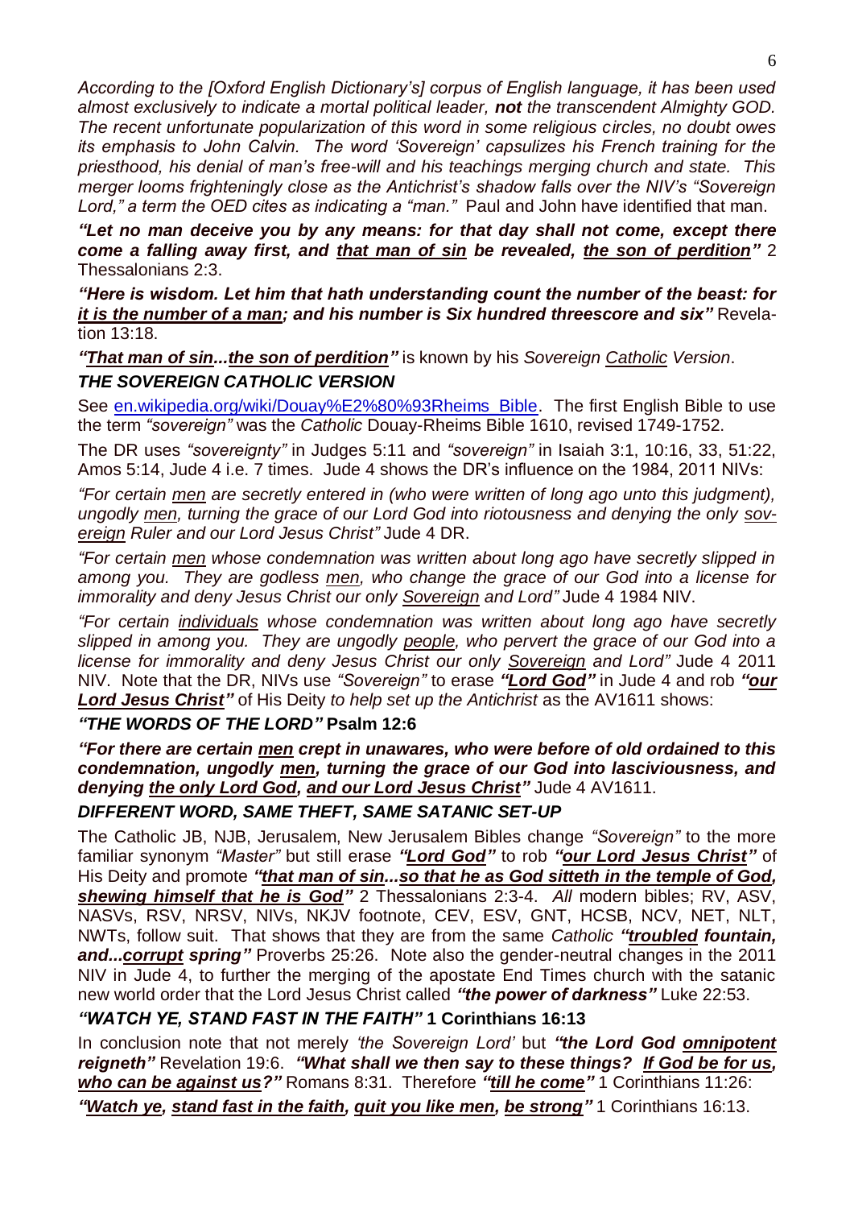*According to the [Oxford English Dictionary's] corpus of English language, it has been used almost exclusively to indicate a mortal political leader, **not** the transcendent Almighty GOD. The recent unfortunate popularization of this word in some religious circles, no doubt owes its emphasis to John Calvin. The word 'Sovereign' capsulizes his French training for the priesthood, his denial of man's free-will and his teachings merging church and state. This merger looms frighteningly close as the Antichrist's shadow falls over the NIV's "Sovereign Lord," a term the OED cites as indicating a "man."* Paul and John have identified that man.

***"Let no man deceive you by any means: for that day shall not come, except there come a falling away first, and <u>that man of sin</u> be revealed, <u>the son of perdition</u>"*** 2 Thessalonians 2:3.

***"Here is wisdom. Let him that hath understanding count the number of the beast: for <u>it is the number of a man</u>; and his number is Six hundred threescore and six"*** Revelation 13:18.

***"<u>That man of sin</u>...<u>the son of perdition</u>"*** is known by his *Sovereign <u>Catholic</u> Version*.

### *THE SOVEREIGN CATHOLIC VERSION*

See en.wikipedia.org/wiki/Douay%E2%80%93Rheims_Bible. The first English Bible to use the term *"sovereign"* was the *Catholic* Douay-Rheims Bible 1610, revised 1749-1752.

The DR uses *"sovereignty"* in Judges 5:11 and *"sovereign"* in Isaiah 3:1, 10:16, 33, 51:22, Amos 5:14, Jude 4 i.e. 7 times. Jude 4 shows the DR's influence on the 1984, 2011 NIVs:

*"For certain <u>men</u> are secretly entered in (who were written of long ago unto this judgment), ungodly <u>men</u>, turning the grace of our Lord God into riotousness and denying the only <u>sovereign</u> Ruler and our Lord Jesus Christ"* Jude 4 DR.

*"For certain <u>men</u> whose condemnation was written about long ago have secretly slipped in among you. They are godless <u>men</u>, who change the grace of our God into a license for immorality and deny Jesus Christ our only <u>Sovereign</u> and Lord"* Jude 4 1984 NIV.

*"For certain <u>individuals</u> whose condemnation was written about long ago have secretly slipped in among you. They are ungodly <u>people</u>, who pervert the grace of our God into a license for immorality and deny Jesus Christ our only <u>Sovereign</u> and Lord"* Jude 4 2011 NIV. Note that the DR, NIVs use *"Sovereign"* to erase ***"<u>Lord God</u>"*** in Jude 4 and rob ***"<u>our Lord Jesus Christ</u>"*** of His Deity *to help set up the Antichrist* as the AV1611 shows:

### *"THE WORDS OF THE LORD"* Psalm 12:6

***"For there are certain <u>men</u> crept in unawares, who were before of old ordained to this condemnation, ungodly <u>men</u>, turning the grace of our God into lasciviousness, and denying <u>the only Lord God</u>, <u>and our Lord Jesus Christ</u>"*** Jude 4 AV1611.

### *DIFFERENT WORD, SAME THEFT, SAME SATANIC SET-UP*

The Catholic JB, NJB, Jerusalem, New Jerusalem Bibles change *"Sovereign"* to the more familiar synonym *"Master"* but still erase ***"<u>Lord God</u>"*** to rob ***"<u>our Lord Jesus Christ</u>"*** of His Deity and promote ***"<u>that man of sin</u>...<u>so that he as God sitteth in the temple of God, shewing himself that he is God</u>"*** 2 Thessalonians 2:3-4. *All* modern bibles; RV, ASV, NASVs, RSV, NRSV, NIVs, NKJV footnote, CEV, ESV, GNT, HCSB, NCV, NET, NLT, NWTs, follow suit. That shows that they are from the same *Catholic **"<u>troubled</u> fountain, and...<u>corrupt</u> spring"*** Proverbs 25:26. Note also the gender-neutral changes in the 2011 NIV in Jude 4, to further the merging of the apostate End Times church with the satanic new world order that the Lord Jesus Christ called ***"the power of darkness"*** Luke 22:53.

### *"WATCH YE, STAND FAST IN THE FAITH"* 1 Corinthians 16:13

In conclusion note that not merely *'the Sovereign Lord'* but ***"the Lord God <u>omnipotent</u> reigneth"*** Revelation 19:6. ***"What shall we then say to these things? <u>If God be for us, who can be against us</u>?"*** Romans 8:31. Therefore ***"<u>till he come</u>"*** 1 Corinthians 11:26:

***"<u>Watch ye</u>, <u>stand fast in the faith</u>, <u>quit you like men</u>, <u>be strong</u>"*** 1 Corinthians 16:13.